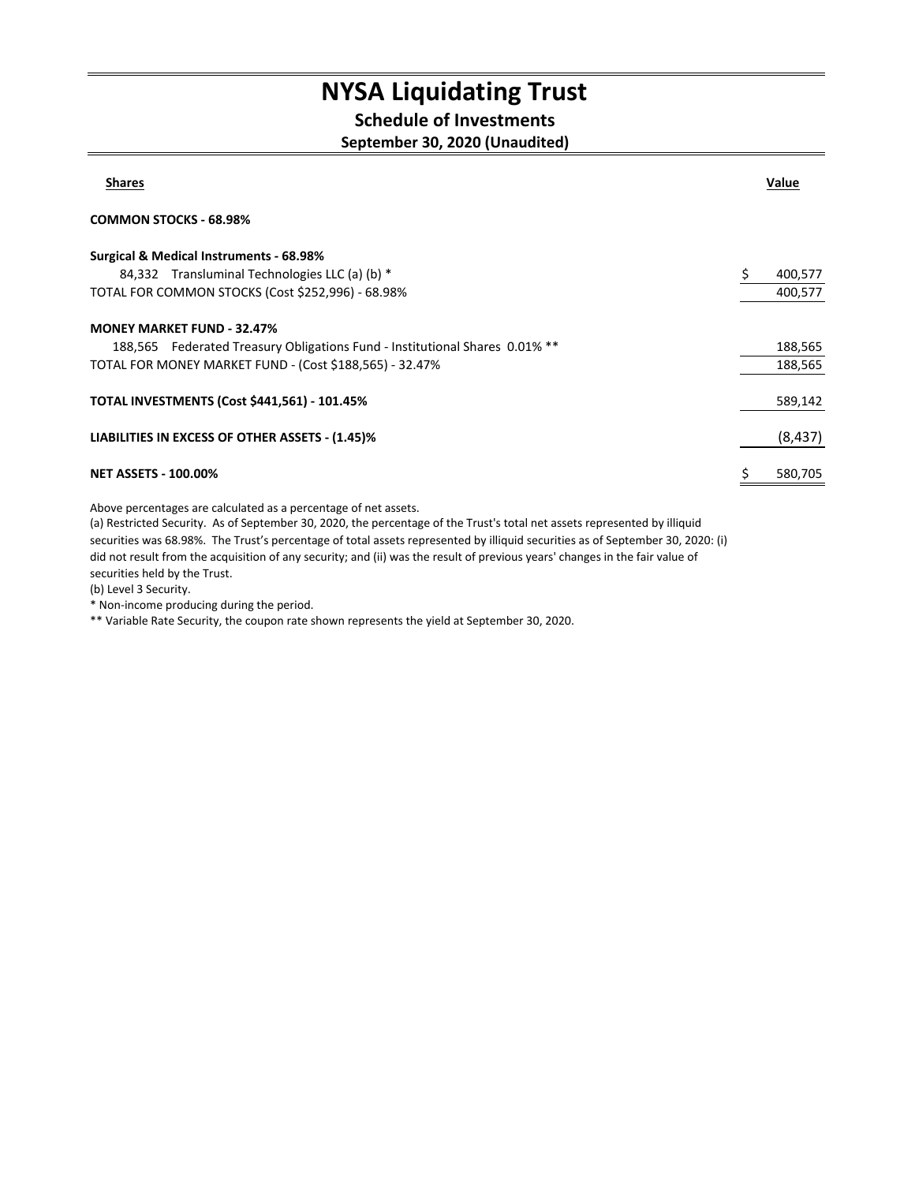# NYSA Liquidating Trust

## Schedule of Investments

### September 30, 2020 (Unaudited)

| Shares | | Value |
|---|---|---|
| **COMMON STOCKS - 68.98%** | | |
| **Surgical & Medical Instruments - 68.98%** | | |
| 84,332 | Transluminal Technologies LLC (a) (b) * | $ 400,577 |
| TOTAL FOR COMMON STOCKS (Cost $252,996) - 68.98% | | 400,577 |
| **MONEY MARKET FUND - 32.47%** | | |
| 188,565 | Federated Treasury Obligations Fund - Institutional Shares 0.01% ** | 188,565 |
| TOTAL FOR MONEY MARKET FUND - (Cost $188,565) - 32.47% | | 188,565 |
| **TOTAL INVESTMENTS (Cost $441,561) - 101.45%** | | 589,142 |
| **LIABILITIES IN EXCESS OF OTHER ASSETS - (1.45)%** | | (8,437) |
| **NET ASSETS - 100.00%** | | $ 580,705 |

Above percentages are calculated as a percentage of net assets.

(a) Restricted Security. As of September 30, 2020, the percentage of the Trust's total net assets represented by illiquid securities was 68.98%. The Trust's percentage of total assets represented by illiquid securities as of September 30, 2020: (i) did not result from the acquisition of any security; and (ii) was the result of previous years' changes in the fair value of securities held by the Trust.

(b) Level 3 Security.

* Non-income producing during the period.

** Variable Rate Security, the coupon rate shown represents the yield at September 30, 2020.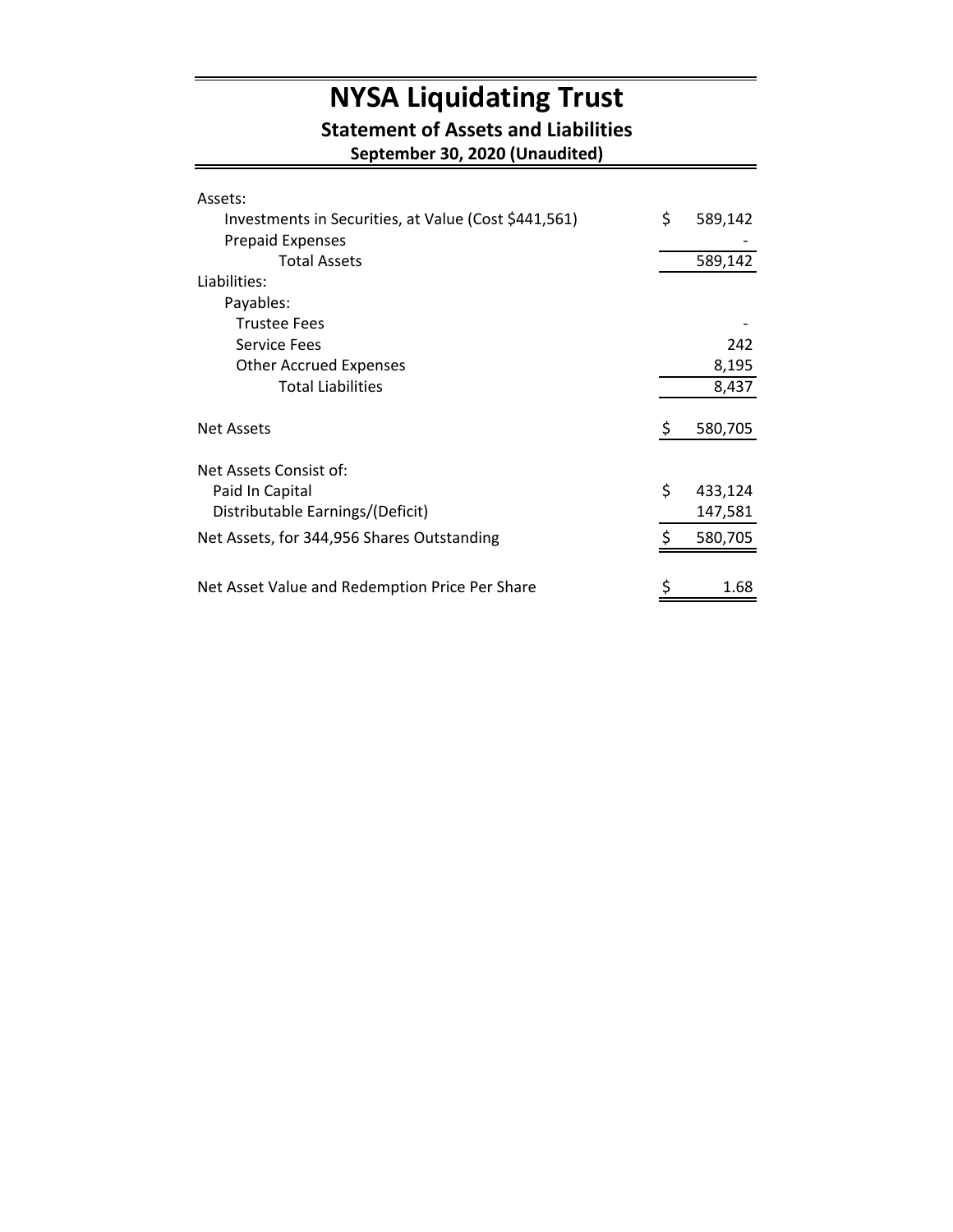# NYSA Liquidating Trust

## Statement of Assets and Liabilities

### September 30, 2020 (Unaudited)

| | |
|---|---|
| Assets: | |
| Investments in Securities, at Value (Cost $441,561) | $ 589,142 |
| Prepaid Expenses | - |
| Total Assets | 589,142 |
| Liabilities: | |
| Payables: | |
| Trustee Fees | - |
| Service Fees | 242 |
| Other Accrued Expenses | 8,195 |
| Total Liabilities | 8,437 |
| | |
| Net Assets | $ 580,705 |
| | |
| Net Assets Consist of: | |
| Paid In Capital | $ 433,124 |
| Distributable Earnings/(Deficit) | 147,581 |
| Net Assets, for 344,956 Shares Outstanding | $ 580,705 |
| | |
| Net Asset Value and Redemption Price Per Share | $ 1.68 |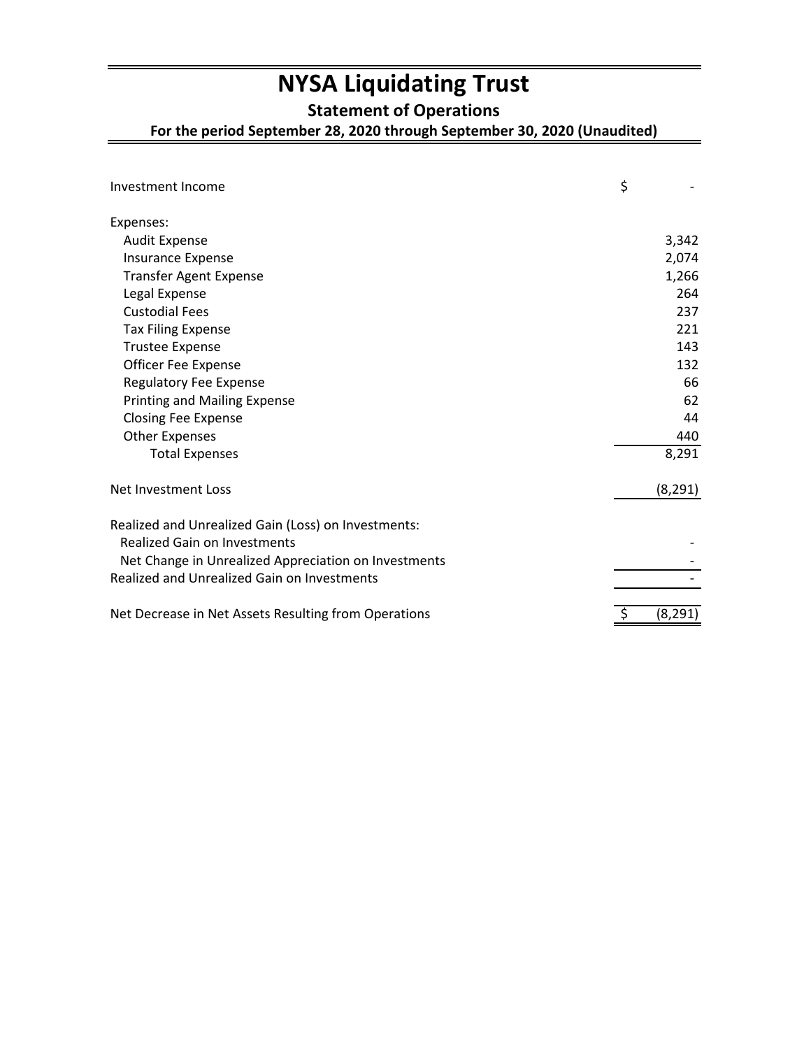# NYSA Liquidating Trust

## Statement of Operations

### For the period September 28, 2020 through September 30, 2020 (Unaudited)

| | |
|---|---|
| Investment Income | $ - |
| Expenses: | |
| Audit Expense | 3,342 |
| Insurance Expense | 2,074 |
| Transfer Agent Expense | 1,266 |
| Legal Expense | 264 |
| Custodial Fees | 237 |
| Tax Filing Expense | 221 |
| Trustee Expense | 143 |
| Officer Fee Expense | 132 |
| Regulatory Fee Expense | 66 |
| Printing and Mailing Expense | 62 |
| Closing Fee Expense | 44 |
| Other Expenses | 440 |
| Total Expenses | 8,291 |
| Net Investment Loss | (8,291) |
| Realized and Unrealized Gain (Loss) on Investments: | |
| Realized Gain on Investments | - |
| Net Change in Unrealized Appreciation on Investments | - |
| Realized and Unrealized Gain on Investments | - |
| Net Decrease in Net Assets Resulting from Operations | $ (8,291) |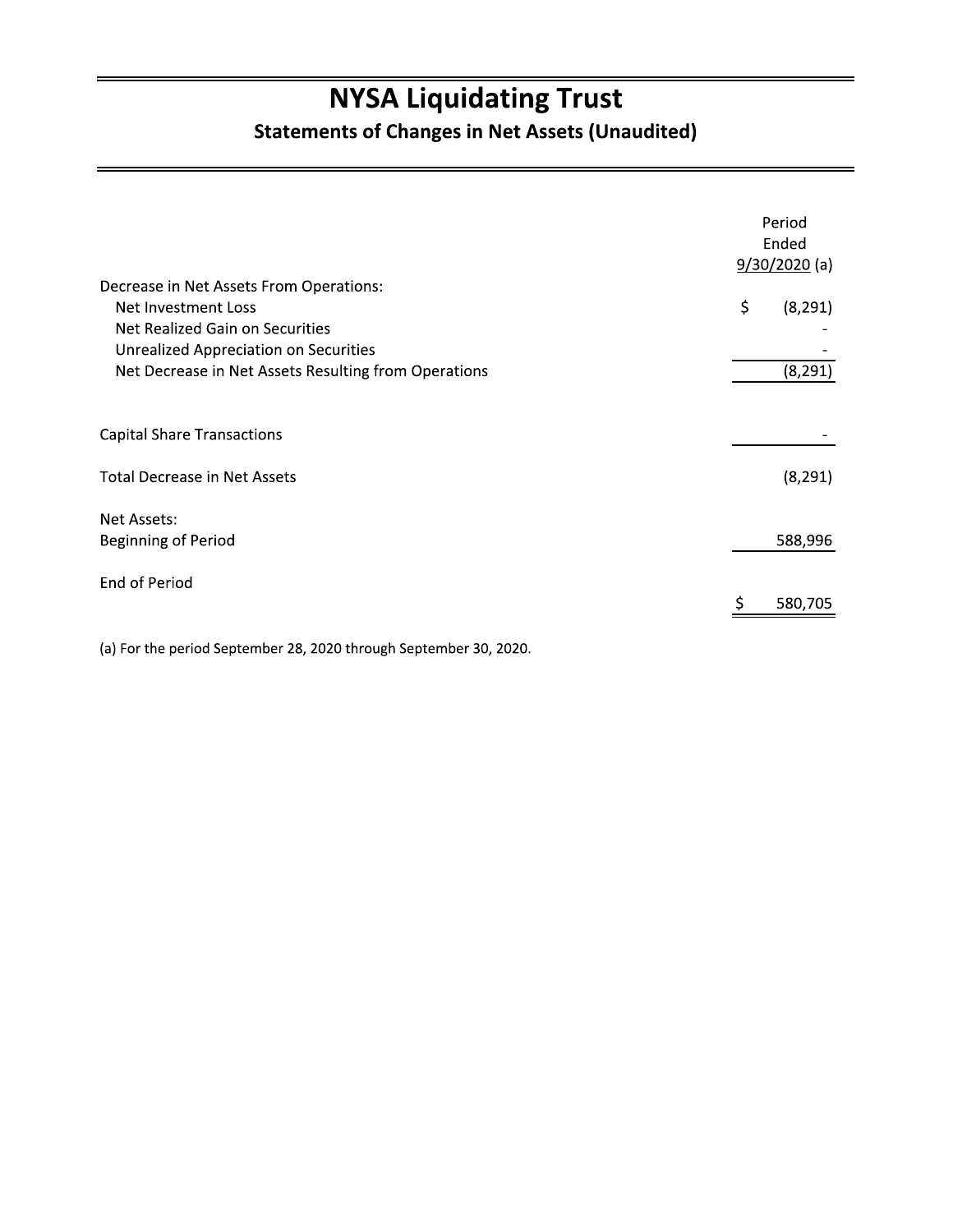# NYSA Liquidating Trust

## Statements of Changes in Net Assets (Unaudited)

| | Period Ended 9/30/2020 (a) |
|---|---|
| **Decrease in Net Assets From Operations:** | |
| Net Investment Loss | $ (8,291) |
| Net Realized Gain on Securities | - |
| Unrealized Appreciation on Securities | - |
| Net Decrease in Net Assets Resulting from Operations | (8,291) |
| | |
| Capital Share Transactions | - |
| | |
| Total Decrease in Net Assets | (8,291) |
| | |
| Net Assets: | |
| Beginning of Period | 588,996 |
| | |
| End of Period | $ 580,705 |

(a) For the period September 28, 2020 through September 30, 2020.